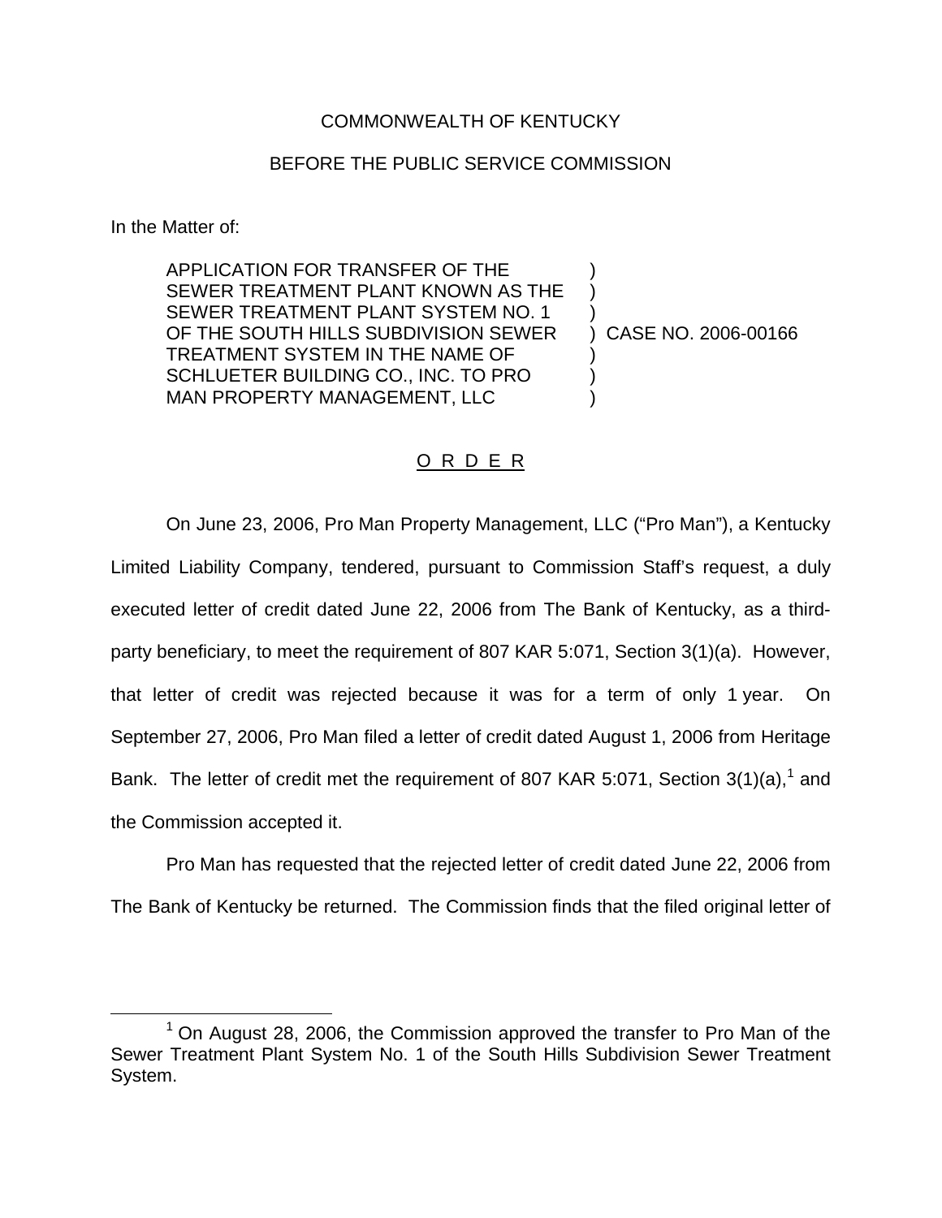COMMONWEALTH OF KENTUCKY

BEFORE THE PUBLIC SERVICE COMMISSION

In the Matter of:

| | | |
|---|---|---|
| APPLICATION FOR TRANSFER OF THE SEWER TREATMENT PLANT KNOWN AS THE SEWER TREATMENT PLANT SYSTEM NO. 1 OF THE SOUTH HILLS SUBDIVISION SEWER TREATMENT SYSTEM IN THE NAME OF SCHLUETER BUILDING CO., INC. TO PRO MAN PROPERTY MANAGEMENT, LLC | ) | CASE NO. 2006-00166 |

## O R D E R

On June 23, 2006, Pro Man Property Management, LLC ("Pro Man"), a Kentucky Limited Liability Company, tendered, pursuant to Commission Staff's request, a duly executed letter of credit dated June 22, 2006 from The Bank of Kentucky, as a third-party beneficiary, to meet the requirement of 807 KAR 5:071, Section 3(1)(a). However, that letter of credit was rejected because it was for a term of only 1 year. On September 27, 2006, Pro Man filed a letter of credit dated August 1, 2006 from Heritage Bank. The letter of credit met the requirement of 807 KAR 5:071, Section 3(1)(a),[1] and the Commission accepted it.

Pro Man has requested that the rejected letter of credit dated June 22, 2006 from The Bank of Kentucky be returned. The Commission finds that the filed original letter of

[1] On August 28, 2006, the Commission approved the transfer to Pro Man of the Sewer Treatment Plant System No. 1 of the South Hills Subdivision Sewer Treatment System.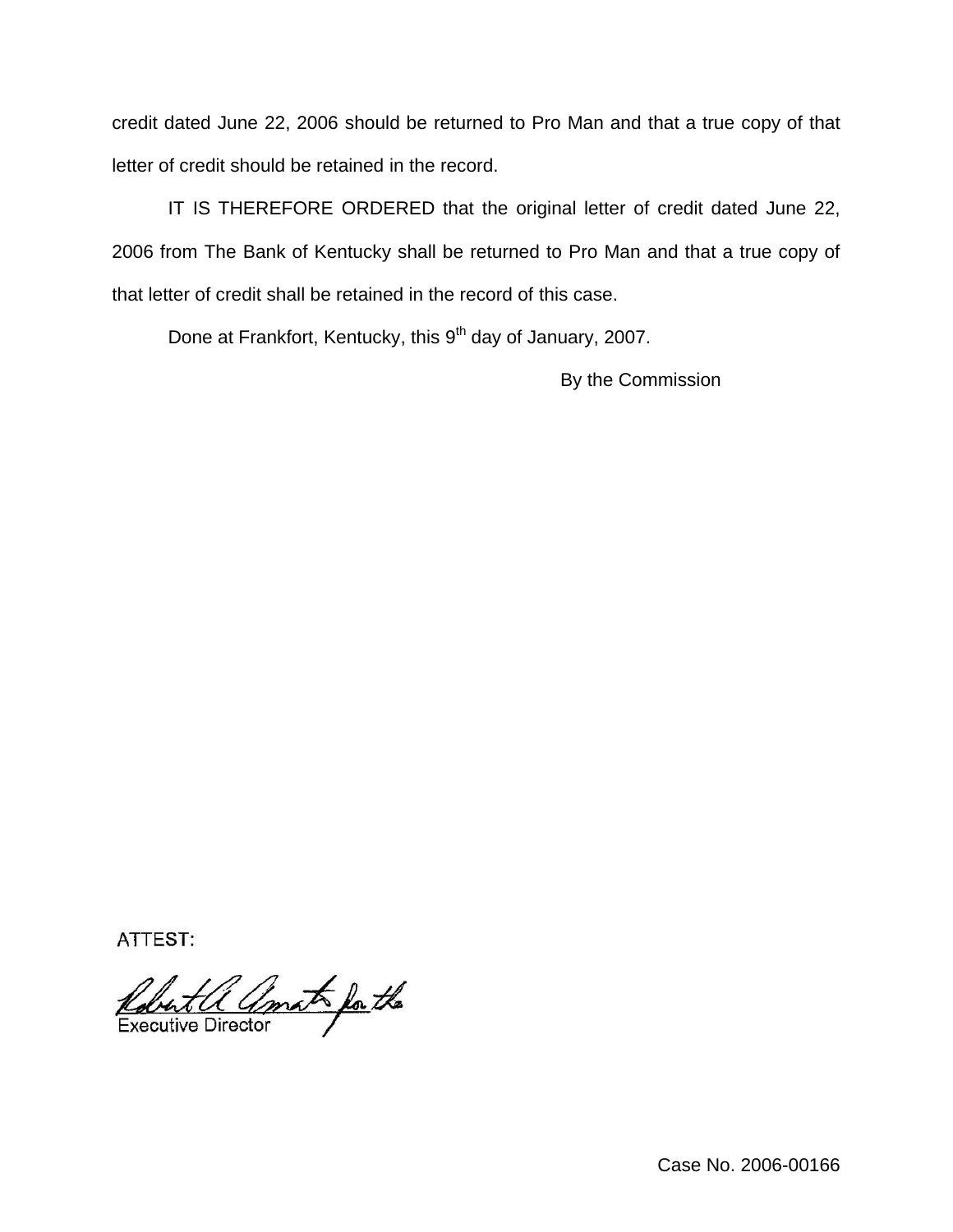credit dated June 22, 2006 should be returned to Pro Man and that a true copy of that letter of credit should be retained in the record.

IT IS THEREFORE ORDERED that the original letter of credit dated June 22, 2006 from The Bank of Kentucky shall be returned to Pro Man and that a true copy of that letter of credit shall be retained in the record of this case.

Done at Frankfort, Kentucky, this 9th day of January, 2007.

By the Commission

ATTEST:

Robert A. Amato for the
Executive Director

Case No. 2006-00166